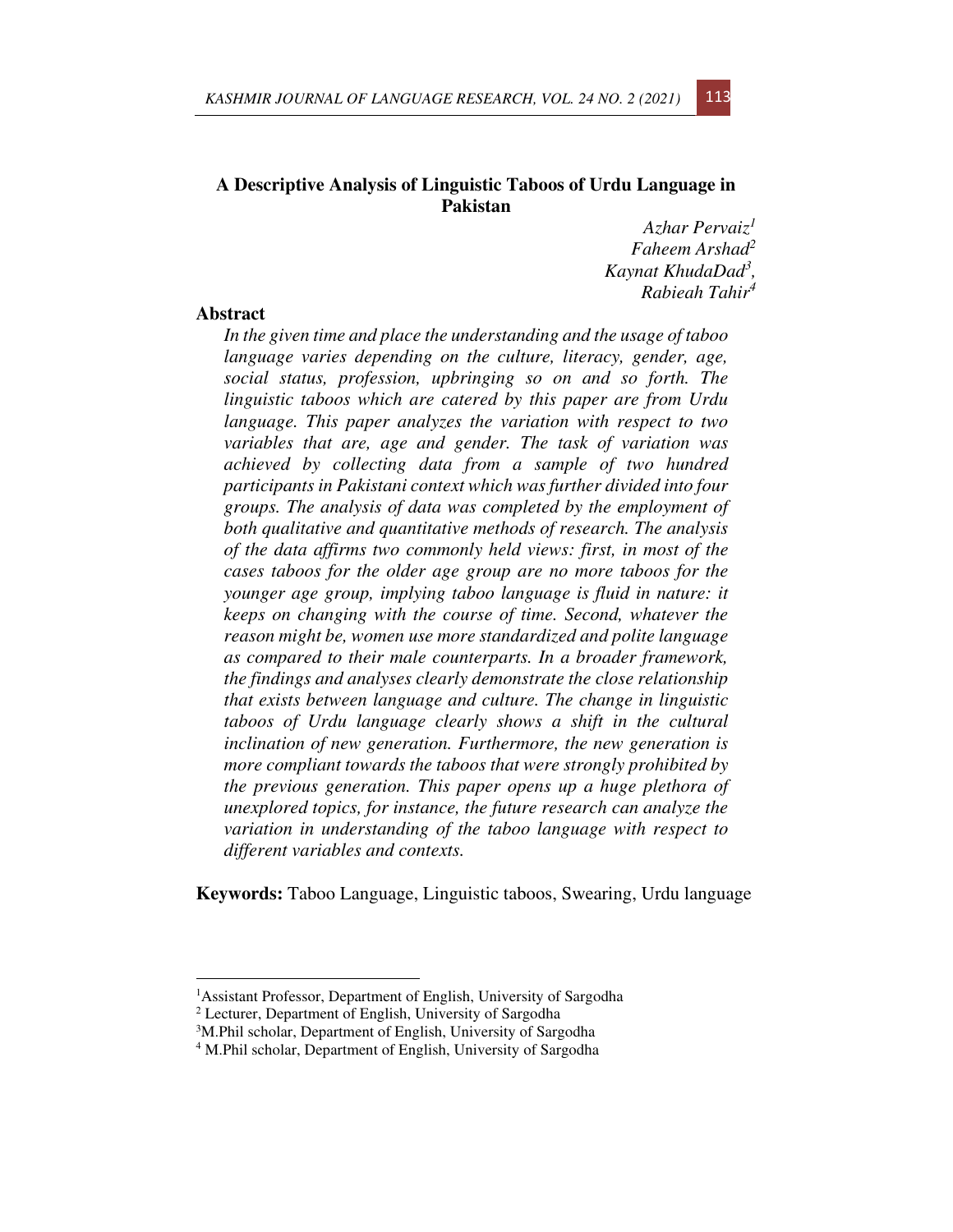# A Descriptive Analysis of Linguistic Taboos of Urdu Language in Pakistan

*Azhar Pervaiz*[1]
*Faheem Arshad*[2]
*Kaynat KhudaDad*[3],
*Rabieah Tahir*[4]

## Abstract

*In the given time and place the understanding and the usage of taboo language varies depending on the culture, literacy, gender, age, social status, profession, upbringing so on and so forth. The linguistic taboos which are catered by this paper are from Urdu language. This paper analyzes the variation with respect to two variables that are, age and gender. The task of variation was achieved by collecting data from a sample of two hundred participants in Pakistani context which was further divided into four groups. The analysis of data was completed by the employment of both qualitative and quantitative methods of research. The analysis of the data affirms two commonly held views: first, in most of the cases taboos for the older age group are no more taboos for the younger age group, implying taboo language is fluid in nature: it keeps on changing with the course of time. Second, whatever the reason might be, women use more standardized and polite language as compared to their male counterparts. In a broader framework, the findings and analyses clearly demonstrate the close relationship that exists between language and culture. The change in linguistic taboos of Urdu language clearly shows a shift in the cultural inclination of new generation. Furthermore, the new generation is more compliant towards the taboos that were strongly prohibited by the previous generation. This paper opens up a huge plethora of unexplored topics, for instance, the future research can analyze the variation in understanding of the taboo language with respect to different variables and contexts.*

**Keywords:** Taboo Language, Linguistic taboos, Swearing, Urdu language

---

[1] Assistant Professor, Department of English, University of Sargodha
[2] Lecturer, Department of English, University of Sargodha
[3] M.Phil scholar, Department of English, University of Sargodha
[4] M.Phil scholar, Department of English, University of Sargodha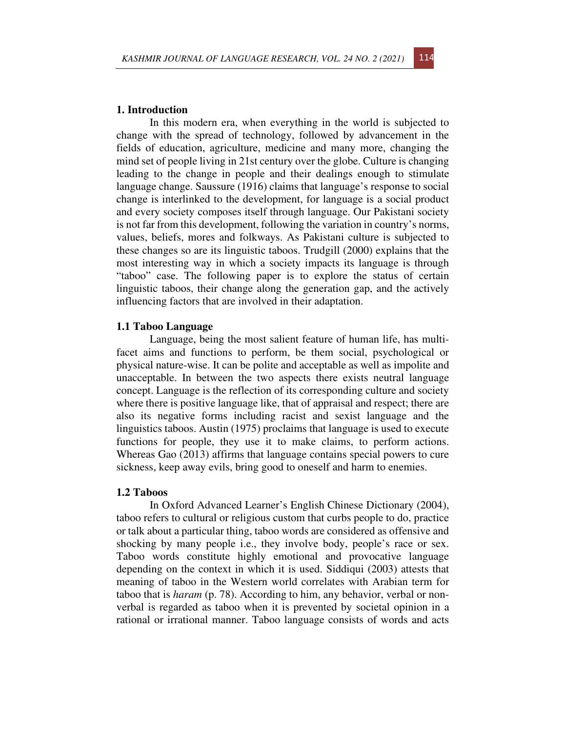## 1. Introduction

In this modern era, when everything in the world is subjected to change with the spread of technology, followed by advancement in the fields of education, agriculture, medicine and many more, changing the mind set of people living in 21st century over the globe. Culture is changing leading to the change in people and their dealings enough to stimulate language change. Saussure (1916) claims that language's response to social change is interlinked to the development, for language is a social product and every society composes itself through language. Our Pakistani society is not far from this development, following the variation in country's norms, values, beliefs, mores and folkways. As Pakistani culture is subjected to these changes so are its linguistic taboos. Trudgill (2000) explains that the most interesting way in which a society impacts its language is through "taboo" case. The following paper is to explore the status of certain linguistic taboos, their change along the generation gap, and the actively influencing factors that are involved in their adaptation.

### 1.1 Taboo Language

Language, being the most salient feature of human life, has multi-facet aims and functions to perform, be them social, psychological or physical nature-wise. It can be polite and acceptable as well as impolite and unacceptable. In between the two aspects there exists neutral language concept. Language is the reflection of its corresponding culture and society where there is positive language like, that of appraisal and respect; there are also its negative forms including racist and sexist language and the linguistics taboos. Austin (1975) proclaims that language is used to execute functions for people, they use it to make claims, to perform actions. Whereas Gao (2013) affirms that language contains special powers to cure sickness, keep away evils, bring good to oneself and harm to enemies.

### 1.2 Taboos

In Oxford Advanced Learner's English Chinese Dictionary (2004), taboo refers to cultural or religious custom that curbs people to do, practice or talk about a particular thing, taboo words are considered as offensive and shocking by many people i.e., they involve body, people's race or sex. Taboo words constitute highly emotional and provocative language depending on the context in which it is used. Siddiqui (2003) attests that meaning of taboo in the Western world correlates with Arabian term for taboo that is *haram* (p. 78). According to him, any behavior, verbal or non-verbal is regarded as taboo when it is prevented by societal opinion in a rational or irrational manner. Taboo language consists of words and acts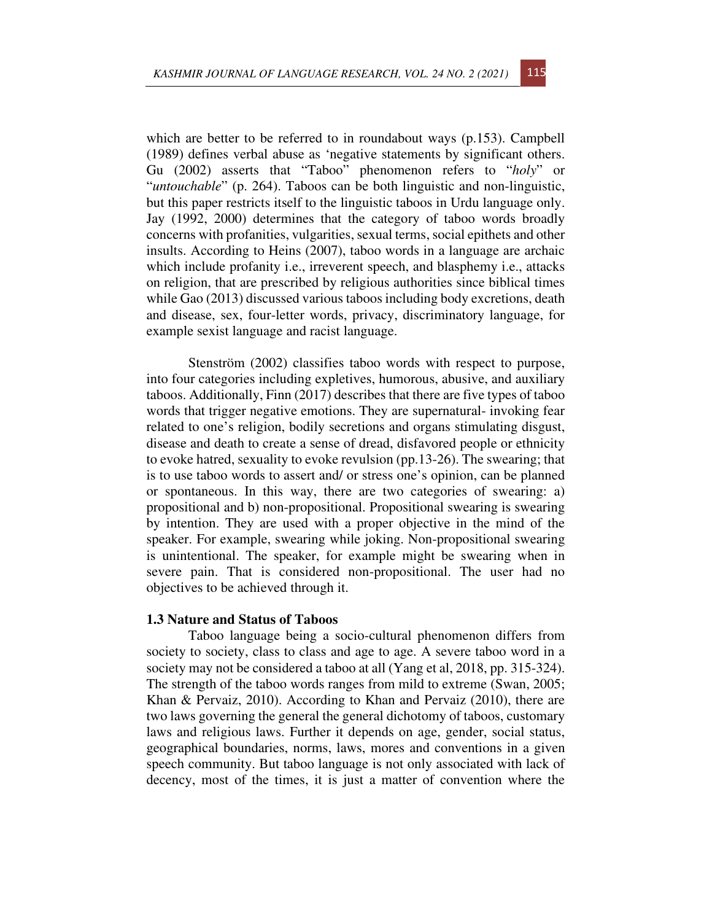which are better to be referred to in roundabout ways (p.153). Campbell (1989) defines verbal abuse as 'negative statements by significant others. Gu (2002) asserts that "Taboo" phenomenon refers to "*holy*" or "*untouchable*" (p. 264). Taboos can be both linguistic and non-linguistic, but this paper restricts itself to the linguistic taboos in Urdu language only. Jay (1992, 2000) determines that the category of taboo words broadly concerns with profanities, vulgarities, sexual terms, social epithets and other insults. According to Heins (2007), taboo words in a language are archaic which include profanity i.e., irreverent speech, and blasphemy i.e., attacks on religion, that are prescribed by religious authorities since biblical times while Gao (2013) discussed various taboos including body excretions, death and disease, sex, four-letter words, privacy, discriminatory language, for example sexist language and racist language.

Stenström (2002) classifies taboo words with respect to purpose, into four categories including expletives, humorous, abusive, and auxiliary taboos. Additionally, Finn (2017) describes that there are five types of taboo words that trigger negative emotions. They are supernatural- invoking fear related to one's religion, bodily secretions and organs stimulating disgust, disease and death to create a sense of dread, disfavored people or ethnicity to evoke hatred, sexuality to evoke revulsion (pp.13-26). The swearing; that is to use taboo words to assert and/ or stress one's opinion, can be planned or spontaneous. In this way, there are two categories of swearing: a) propositional and b) non-propositional. Propositional swearing is swearing by intention. They are used with a proper objective in the mind of the speaker. For example, swearing while joking. Non-propositional swearing is unintentional. The speaker, for example might be swearing when in severe pain. That is considered non-propositional. The user had no objectives to be achieved through it.

### 1.3 Nature and Status of Taboos

Taboo language being a socio-cultural phenomenon differs from society to society, class to class and age to age. A severe taboo word in a society may not be considered a taboo at all (Yang et al, 2018, pp. 315-324). The strength of the taboo words ranges from mild to extreme (Swan, 2005; Khan & Pervaiz, 2010). According to Khan and Pervaiz (2010), there are two laws governing the general the general dichotomy of taboos, customary laws and religious laws. Further it depends on age, gender, social status, geographical boundaries, norms, laws, mores and conventions in a given speech community. But taboo language is not only associated with lack of decency, most of the times, it is just a matter of convention where the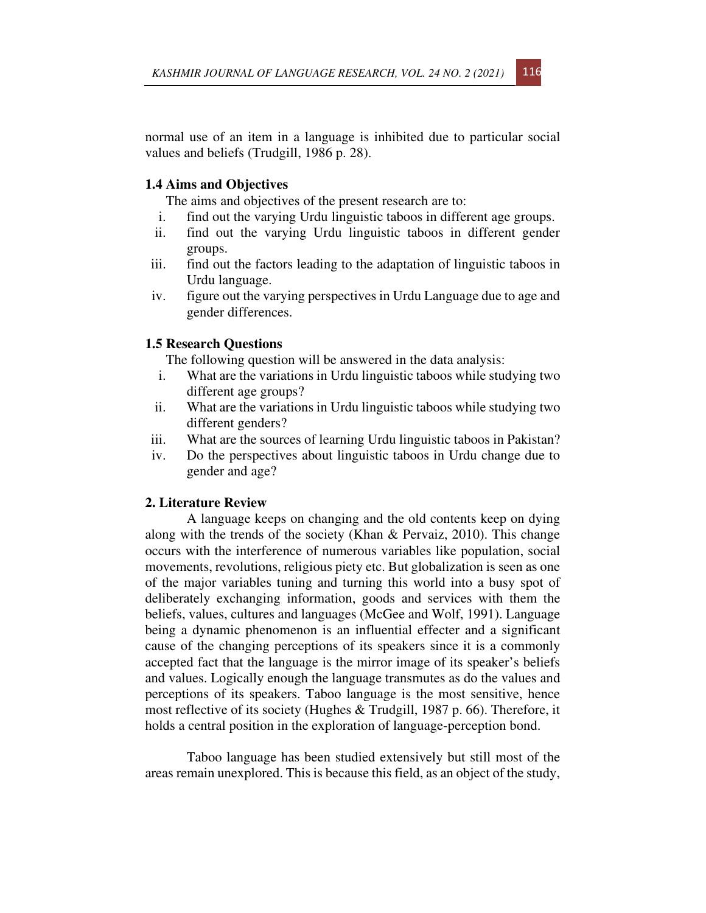normal use of an item in a language is inhibited due to particular social values and beliefs (Trudgill, 1986 p. 28).

### 1.4 Aims and Objectives

The aims and objectives of the present research are to:

i. find out the varying Urdu linguistic taboos in different age groups.
ii. find out the varying Urdu linguistic taboos in different gender groups.
iii. find out the factors leading to the adaptation of linguistic taboos in Urdu language.
iv. figure out the varying perspectives in Urdu Language due to age and gender differences.

### 1.5 Research Questions

The following question will be answered in the data analysis:

i. What are the variations in Urdu linguistic taboos while studying two different age groups?
ii. What are the variations in Urdu linguistic taboos while studying two different genders?
iii. What are the sources of learning Urdu linguistic taboos in Pakistan?
iv. Do the perspectives about linguistic taboos in Urdu change due to gender and age?

## 2. Literature Review

A language keeps on changing and the old contents keep on dying along with the trends of the society (Khan & Pervaiz, 2010). This change occurs with the interference of numerous variables like population, social movements, revolutions, religious piety etc. But globalization is seen as one of the major variables tuning and turning this world into a busy spot of deliberately exchanging information, goods and services with them the beliefs, values, cultures and languages (McGee and Wolf, 1991). Language being a dynamic phenomenon is an influential effecter and a significant cause of the changing perceptions of its speakers since it is a commonly accepted fact that the language is the mirror image of its speaker's beliefs and values. Logically enough the language transmutes as do the values and perceptions of its speakers. Taboo language is the most sensitive, hence most reflective of its society (Hughes & Trudgill, 1987 p. 66). Therefore, it holds a central position in the exploration of language-perception bond.

Taboo language has been studied extensively but still most of the areas remain unexplored. This is because this field, as an object of the study,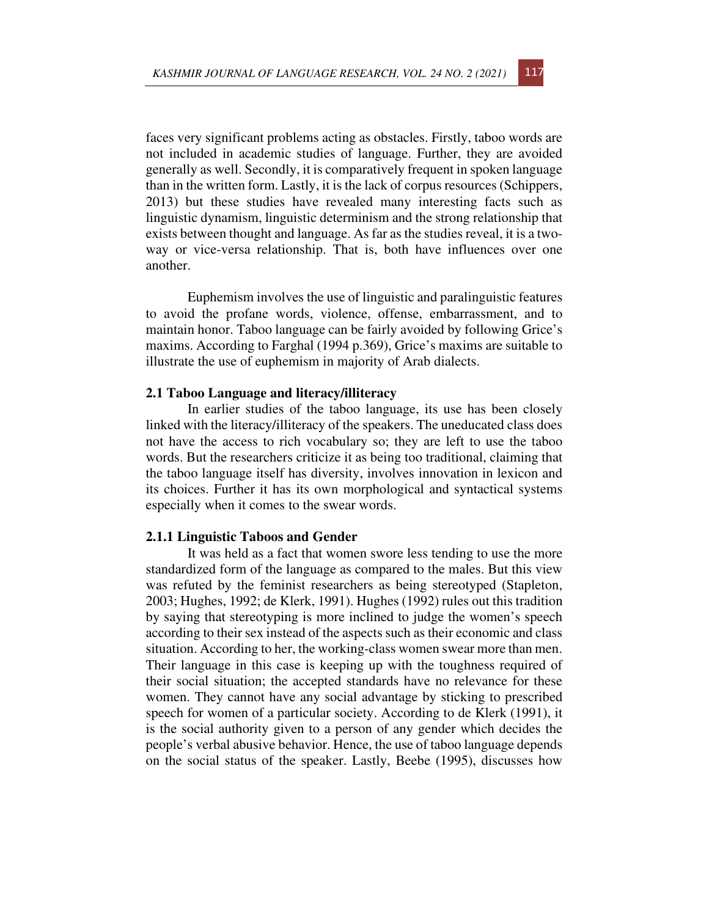faces very significant problems acting as obstacles. Firstly, taboo words are not included in academic studies of language. Further, they are avoided generally as well. Secondly, it is comparatively frequent in spoken language than in the written form. Lastly, it is the lack of corpus resources (Schippers, 2013) but these studies have revealed many interesting facts such as linguistic dynamism, linguistic determinism and the strong relationship that exists between thought and language. As far as the studies reveal, it is a two-way or vice-versa relationship. That is, both have influences over one another.

Euphemism involves the use of linguistic and paralinguistic features to avoid the profane words, violence, offense, embarrassment, and to maintain honor. Taboo language can be fairly avoided by following Grice's maxims. According to Farghal (1994 p.369), Grice's maxims are suitable to illustrate the use of euphemism in majority of Arab dialects.

### 2.1 Taboo Language and literacy/illiteracy

In earlier studies of the taboo language, its use has been closely linked with the literacy/illiteracy of the speakers. The uneducated class does not have the access to rich vocabulary so; they are left to use the taboo words. But the researchers criticize it as being too traditional, claiming that the taboo language itself has diversity, involves innovation in lexicon and its choices. Further it has its own morphological and syntactical systems especially when it comes to the swear words.

#### 2.1.1 Linguistic Taboos and Gender

It was held as a fact that women swore less tending to use the more standardized form of the language as compared to the males. But this view was refuted by the feminist researchers as being stereotyped (Stapleton, 2003; Hughes, 1992; de Klerk, 1991). Hughes (1992) rules out this tradition by saying that stereotyping is more inclined to judge the women's speech according to their sex instead of the aspects such as their economic and class situation. According to her, the working-class women swear more than men. Their language in this case is keeping up with the toughness required of their social situation; the accepted standards have no relevance for these women. They cannot have any social advantage by sticking to prescribed speech for women of a particular society. According to de Klerk (1991), it is the social authority given to a person of any gender which decides the people's verbal abusive behavior. Hence, the use of taboo language depends on the social status of the speaker. Lastly, Beebe (1995), discusses how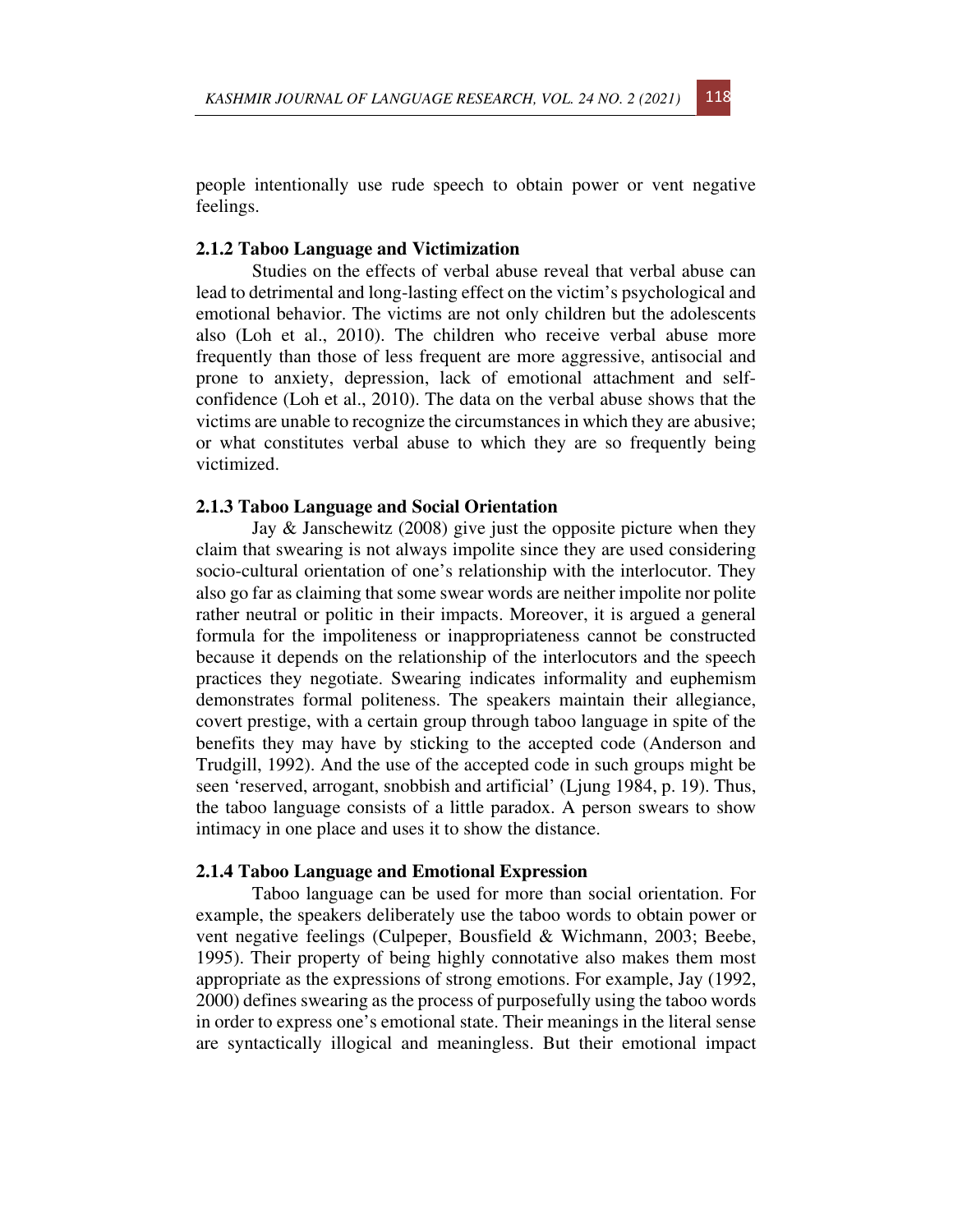people intentionally use rude speech to obtain power or vent negative feelings.

### 2.1.2 Taboo Language and Victimization

Studies on the effects of verbal abuse reveal that verbal abuse can lead to detrimental and long-lasting effect on the victim's psychological and emotional behavior. The victims are not only children but the adolescents also (Loh et al., 2010). The children who receive verbal abuse more frequently than those of less frequent are more aggressive, antisocial and prone to anxiety, depression, lack of emotional attachment and self-confidence (Loh et al., 2010). The data on the verbal abuse shows that the victims are unable to recognize the circumstances in which they are abusive; or what constitutes verbal abuse to which they are so frequently being victimized.

### 2.1.3 Taboo Language and Social Orientation

Jay & Janschewitz (2008) give just the opposite picture when they claim that swearing is not always impolite since they are used considering socio-cultural orientation of one's relationship with the interlocutor. They also go far as claiming that some swear words are neither impolite nor polite rather neutral or politic in their impacts. Moreover, it is argued a general formula for the impoliteness or inappropriateness cannot be constructed because it depends on the relationship of the interlocutors and the speech practices they negotiate. Swearing indicates informality and euphemism demonstrates formal politeness. The speakers maintain their allegiance, covert prestige, with a certain group through taboo language in spite of the benefits they may have by sticking to the accepted code (Anderson and Trudgill, 1992). And the use of the accepted code in such groups might be seen 'reserved, arrogant, snobbish and artificial' (Ljung 1984, p. 19). Thus, the taboo language consists of a little paradox. A person swears to show intimacy in one place and uses it to show the distance.

### 2.1.4 Taboo Language and Emotional Expression

Taboo language can be used for more than social orientation. For example, the speakers deliberately use the taboo words to obtain power or vent negative feelings (Culpeper, Bousfield & Wichmann, 2003; Beebe, 1995). Their property of being highly connotative also makes them most appropriate as the expressions of strong emotions. For example, Jay (1992, 2000) defines swearing as the process of purposefully using the taboo words in order to express one's emotional state. Their meanings in the literal sense are syntactically illogical and meaningless. But their emotional impact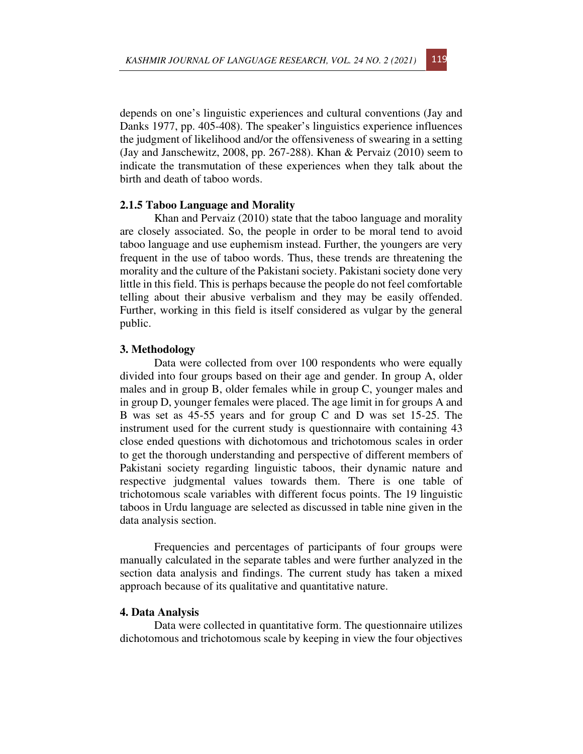depends on one's linguistic experiences and cultural conventions (Jay and Danks 1977, pp. 405-408). The speaker's linguistics experience influences the judgment of likelihood and/or the offensiveness of swearing in a setting (Jay and Janschewitz, 2008, pp. 267-288). Khan & Pervaiz (2010) seem to indicate the transmutation of these experiences when they talk about the birth and death of taboo words.

### 2.1.5 Taboo Language and Morality

Khan and Pervaiz (2010) state that the taboo language and morality are closely associated. So, the people in order to be moral tend to avoid taboo language and use euphemism instead. Further, the youngers are very frequent in the use of taboo words. Thus, these trends are threatening the morality and the culture of the Pakistani society. Pakistani society done very little in this field. This is perhaps because the people do not feel comfortable telling about their abusive verbalism and they may be easily offended. Further, working in this field is itself considered as vulgar by the general public.

## 3. Methodology

Data were collected from over 100 respondents who were equally divided into four groups based on their age and gender. In group A, older males and in group B, older females while in group C, younger males and in group D, younger females were placed. The age limit in for groups A and B was set as 45-55 years and for group C and D was set 15-25. The instrument used for the current study is questionnaire with containing 43 close ended questions with dichotomous and trichotomous scales in order to get the thorough understanding and perspective of different members of Pakistani society regarding linguistic taboos, their dynamic nature and respective judgmental values towards them. There is one table of trichotomous scale variables with different focus points. The 19 linguistic taboos in Urdu language are selected as discussed in table nine given in the data analysis section.

Frequencies and percentages of participants of four groups were manually calculated in the separate tables and were further analyzed in the section data analysis and findings. The current study has taken a mixed approach because of its qualitative and quantitative nature.

## 4. Data Analysis

Data were collected in quantitative form. The questionnaire utilizes dichotomous and trichotomous scale by keeping in view the four objectives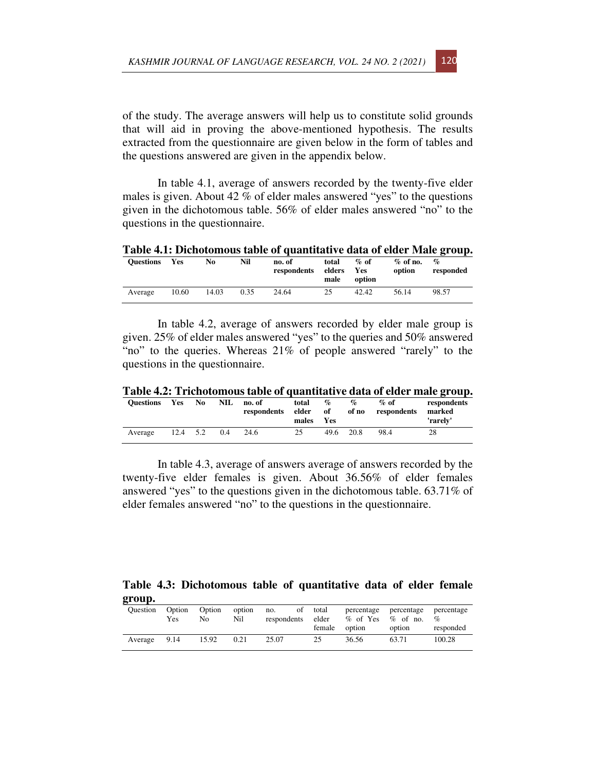of the study. The average answers will help us to constitute solid grounds that will aid in proving the above-mentioned hypothesis. The results extracted from the questionnaire are given below in the form of tables and the questions answered are given in the appendix below.

In table 4.1, average of answers recorded by the twenty-five elder males is given. About 42 % of elder males answered "yes" to the questions given in the dichotomous table. 56% of elder males answered "no" to the questions in the questionnaire.

**Table 4.1: Dichotomous table of quantitative data of elder Male group.**

| Questions | Yes | No | Nil | no. of respondents | total elders male | % of Yes option | % of no. option | % responded |
|---|---|---|---|---|---|---|---|---|
| Average | 10.60 | 14.03 | 0.35 | 24.64 | 25 | 42.42 | 56.14 | 98.57 |

In table 4.2, average of answers recorded by elder male group is given. 25% of elder males answered "yes" to the queries and 50% answered "no" to the queries. Whereas 21% of people answered "rarely" to the questions in the questionnaire.

**Table 4.2: Trichotomous table of quantitative data of elder male group.**

| Questions | Yes | No | NIL | no. of respondents | total elder males | % of Yes | % of no | % of respondents | respondents marked 'rarely' |
|---|---|---|---|---|---|---|---|---|---|
| Average | 12.4 | 5.2 | 0.4 | 24.6 | 25 | 49.6 | 20.8 | 98.4 | 28 |

In table 4.3, average of answers average of answers recorded by the twenty-five elder females is given. About 36.56% of elder females answered "yes" to the questions given in the dichotomous table. 63.71% of elder females answered "no" to the questions in the questionnaire.

**Table 4.3: Dichotomous table of quantitative data of elder female group.**

| Question | Option Yes | Option No | option Nil | no. of respondents | total elder female | percentage % of Yes option | percentage % of no. option | percentage % responded |
|---|---|---|---|---|---|---|---|---|
| Average | 9.14 | 15.92 | 0.21 | 25.07 | 25 | 36.56 | 63.71 | 100.28 |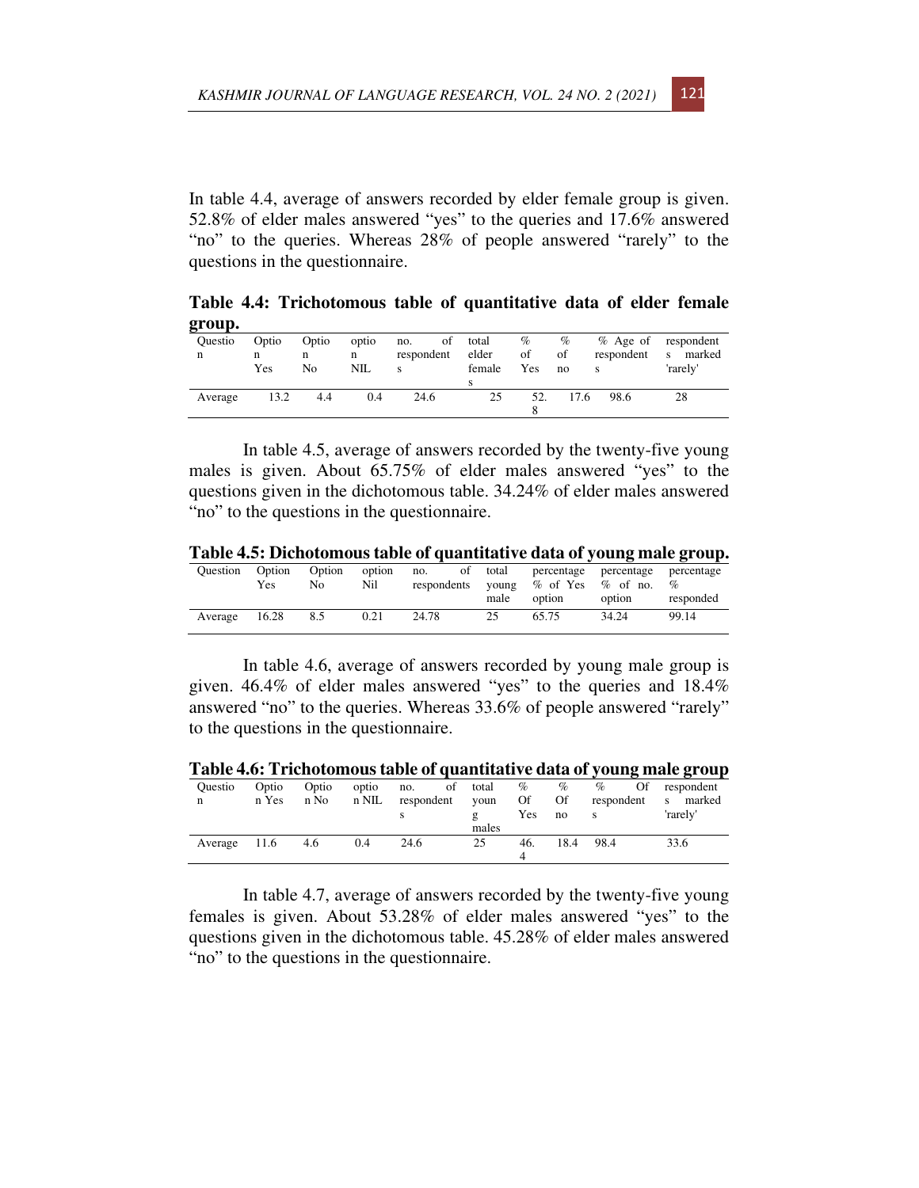In table 4.4, average of answers recorded by elder female group is given. 52.8% of elder males answered "yes" to the queries and 17.6% answered "no" to the queries. Whereas 28% of people answered "rarely" to the questions in the questionnaire.

**Table 4.4: Trichotomous table of quantitative data of elder female group.**

| Question | Option Yes | Option No | option NIL | no. of respondents | total elder females | % of Yes | % of no | % Age of respondents | respondents marked 'rarely' |
|---|---|---|---|---|---|---|---|---|---|
| Average | 13.2 | 4.4 | 0.4 | 24.6 | 25 | 52.8 | 17.6 | 98.6 | 28 |

In table 4.5, average of answers recorded by the twenty-five young males is given. About 65.75% of elder males answered "yes" to the questions given in the dichotomous table. 34.24% of elder males answered "no" to the questions in the questionnaire.

**Table 4.5: Dichotomous table of quantitative data of young male group.**

| Question | Option Yes | Option No | option Nil | no. of respondents | total young male | percentage % of Yes option | percentage % of no. option | percentage % responded |
|---|---|---|---|---|---|---|---|---|
| Average | 16.28 | 8.5 | 0.21 | 24.78 | 25 | 65.75 | 34.24 | 99.14 |

In table 4.6, average of answers recorded by young male group is given. 46.4% of elder males answered "yes" to the queries and 18.4% answered "no" to the queries. Whereas 33.6% of people answered "rarely" to the questions in the questionnaire.

**Table 4.6: Trichotomous table of quantitative data of young male group**

| Question | Option Yes | Option No | option NIL | no. of respondents | total young males | % Of Yes | % Of no | % Of respondents | respondents marked 'rarely' |
|---|---|---|---|---|---|---|---|---|---|
| Average | 11.6 | 4.6 | 0.4 | 24.6 | 25 | 46.4 | 18.4 | 98.4 | 33.6 |

In table 4.7, average of answers recorded by the twenty-five young females is given. About 53.28% of elder males answered "yes" to the questions given in the dichotomous table. 45.28% of elder males answered "no" to the questions in the questionnaire.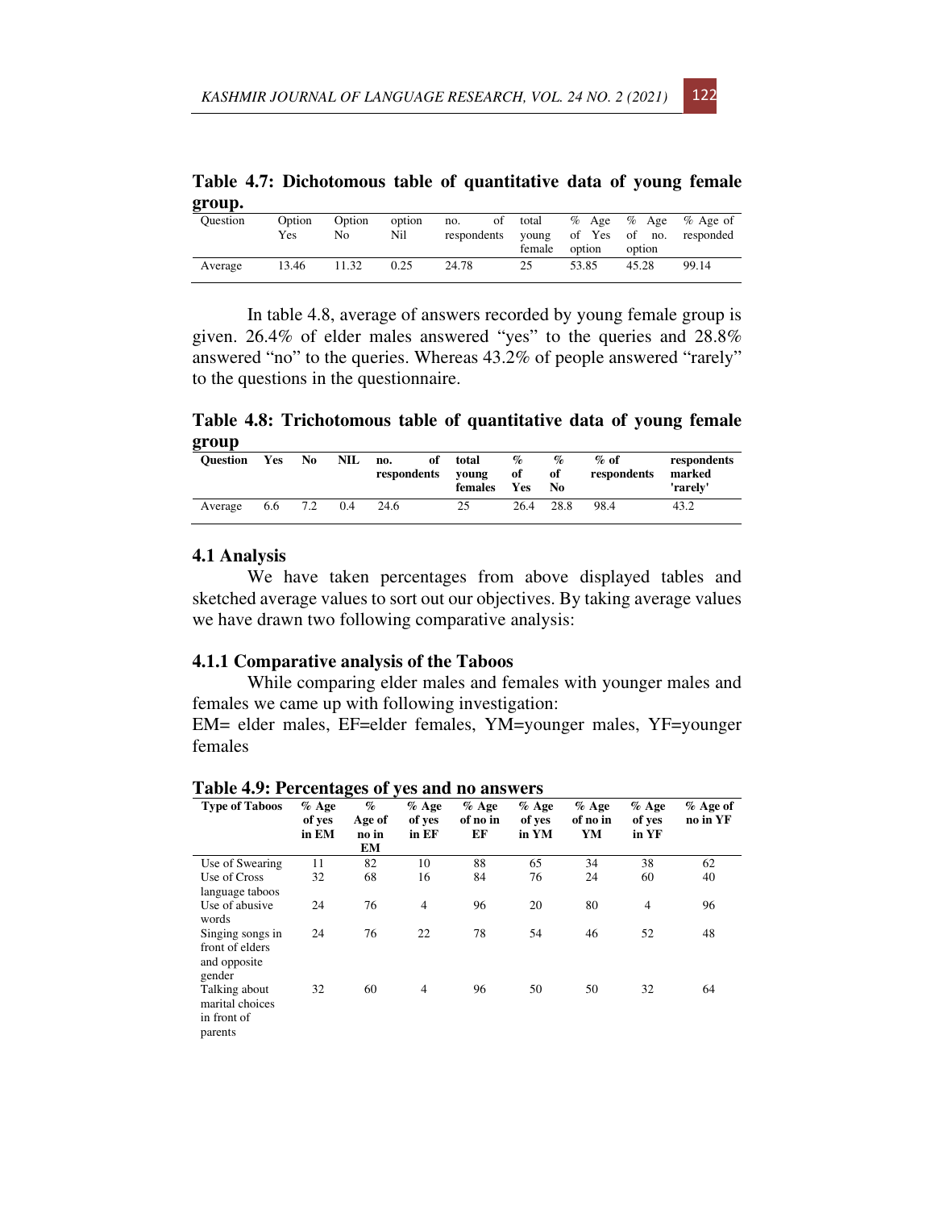**Table 4.7: Dichotomous table of quantitative data of young female group.**

| Question | Option Yes | Option No | option Nil | no. of respondents | total young female | % Age of Yes option | % Age of no. option | % Age of responded |
|---|---|---|---|---|---|---|---|---|
| Average | 13.46 | 11.32 | 0.25 | 24.78 | 25 | 53.85 | 45.28 | 99.14 |

In table 4.8, average of answers recorded by young female group is given. 26.4% of elder males answered "yes" to the queries and 28.8% answered "no" to the queries. Whereas 43.2% of people answered "rarely" to the questions in the questionnaire.

**Table 4.8: Trichotomous table of quantitative data of young female group**

| Question | Yes | No | NIL | no. of respondents | total young females | % of Yes | % of No | % of respondents | respondents marked 'rarely' |
|---|---|---|---|---|---|---|---|---|---|
| Average | 6.6 | 7.2 | 0.4 | 24.6 | 25 | 26.4 | 28.8 | 98.4 | 43.2 |

## 4.1 Analysis

We have taken percentages from above displayed tables and sketched average values to sort out our objectives. By taking average values we have drawn two following comparative analysis:

### 4.1.1 Comparative analysis of the Taboos

While comparing elder males and females with younger males and females we came up with following investigation:

EM= elder males, EF=elder females, YM=younger males, YF=younger females

**Table 4.9: Percentages of yes and no answers**

| Type of Taboos | % Age of yes in EM | % Age of no in EM | % Age of yes in EF | % Age of no in EF | % Age of yes in YM | % Age of no in YM | % Age of yes in YF | % Age of no in YF |
|---|---|---|---|---|---|---|---|---|
| Use of Swearing | 11 | 82 | 10 | 88 | 65 | 34 | 38 | 62 |
| Use of Cross language taboos | 32 | 68 | 16 | 84 | 76 | 24 | 60 | 40 |
| Use of abusive words | 24 | 76 | 4 | 96 | 20 | 80 | 4 | 96 |
| Singing songs in front of elders and opposite gender | 24 | 76 | 22 | 78 | 54 | 46 | 52 | 48 |
| Talking about marital choices in front of parents | 32 | 60 | 4 | 96 | 50 | 50 | 32 | 64 |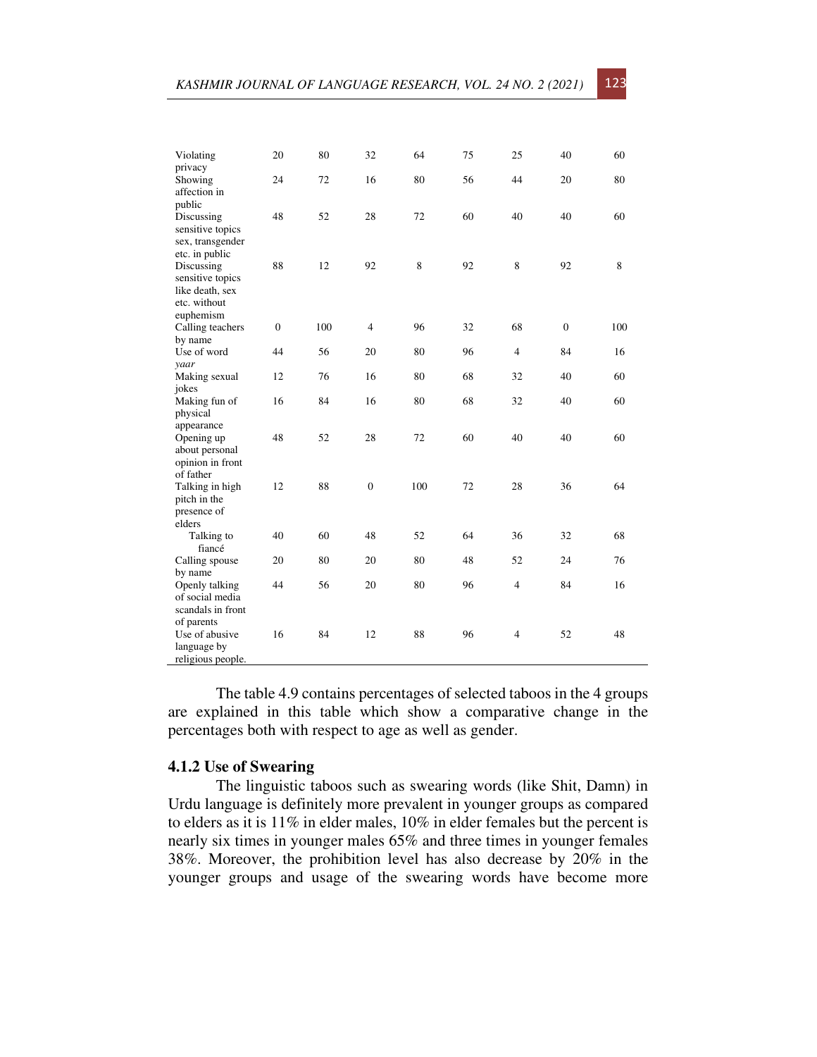| | | | | | | | | |
|---|---|---|---|---|---|---|---|---|
| Violating privacy | 20 | 80 | 32 | 64 | 75 | 25 | 40 | 60 |
| Showing affection in public | 24 | 72 | 16 | 80 | 56 | 44 | 20 | 80 |
| Discussing sensitive topics sex, transgender etc. in public | 48 | 52 | 28 | 72 | 60 | 40 | 40 | 60 |
| Discussing sensitive topics like death, sex etc. without euphemism | 88 | 12 | 92 | 8 | 92 | 8 | 92 | 8 |
| Calling teachers by name | 0 | 100 | 4 | 96 | 32 | 68 | 0 | 100 |
| Use of word *yaar* | 44 | 56 | 20 | 80 | 96 | 4 | 84 | 16 |
| Making sexual jokes | 12 | 76 | 16 | 80 | 68 | 32 | 40 | 60 |
| Making fun of physical appearance | 16 | 84 | 16 | 80 | 68 | 32 | 40 | 60 |
| Opening up about personal opinion in front of father | 48 | 52 | 28 | 72 | 60 | 40 | 40 | 60 |
| Talking in high pitch in the presence of elders | 12 | 88 | 0 | 100 | 72 | 28 | 36 | 64 |
| Talking to fiancé | 40 | 60 | 48 | 52 | 64 | 36 | 32 | 68 |
| Calling spouse by name | 20 | 80 | 20 | 80 | 48 | 52 | 24 | 76 |
| Openly talking of social media scandals in front of parents | 44 | 56 | 20 | 80 | 96 | 4 | 84 | 16 |
| Use of abusive language by religious people. | 16 | 84 | 12 | 88 | 96 | 4 | 52 | 48 |

The table 4.9 contains percentages of selected taboos in the 4 groups are explained in this table which show a comparative change in the percentages both with respect to age as well as gender.

### 4.1.2 Use of Swearing

The linguistic taboos such as swearing words (like Shit, Damn) in Urdu language is definitely more prevalent in younger groups as compared to elders as it is 11% in elder males, 10% in elder females but the percent is nearly six times in younger males 65% and three times in younger females 38%. Moreover, the prohibition level has also decrease by 20% in the younger groups and usage of the swearing words have become more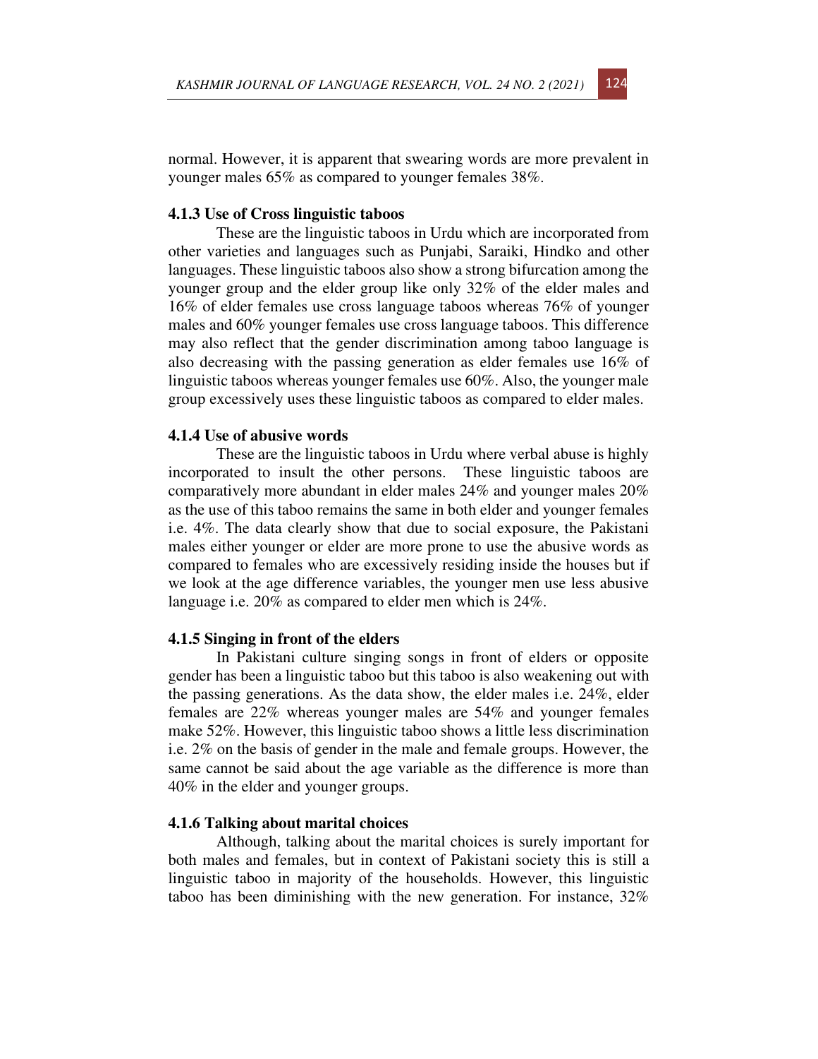normal. However, it is apparent that swearing words are more prevalent in younger males 65% as compared to younger females 38%.

### 4.1.3 Use of Cross linguistic taboos

These are the linguistic taboos in Urdu which are incorporated from other varieties and languages such as Punjabi, Saraiki, Hindko and other languages. These linguistic taboos also show a strong bifurcation among the younger group and the elder group like only 32% of the elder males and 16% of elder females use cross language taboos whereas 76% of younger males and 60% younger females use cross language taboos. This difference may also reflect that the gender discrimination among taboo language is also decreasing with the passing generation as elder females use 16% of linguistic taboos whereas younger females use 60%. Also, the younger male group excessively uses these linguistic taboos as compared to elder males.

### 4.1.4 Use of abusive words

These are the linguistic taboos in Urdu where verbal abuse is highly incorporated to insult the other persons. These linguistic taboos are comparatively more abundant in elder males 24% and younger males 20% as the use of this taboo remains the same in both elder and younger females i.e. 4%. The data clearly show that due to social exposure, the Pakistani males either younger or elder are more prone to use the abusive words as compared to females who are excessively residing inside the houses but if we look at the age difference variables, the younger men use less abusive language i.e. 20% as compared to elder men which is 24%.

### 4.1.5 Singing in front of the elders

In Pakistani culture singing songs in front of elders or opposite gender has been a linguistic taboo but this taboo is also weakening out with the passing generations. As the data show, the elder males i.e. 24%, elder females are 22% whereas younger males are 54% and younger females make 52%. However, this linguistic taboo shows a little less discrimination i.e. 2% on the basis of gender in the male and female groups. However, the same cannot be said about the age variable as the difference is more than 40% in the elder and younger groups.

### 4.1.6 Talking about marital choices

Although, talking about the marital choices is surely important for both males and females, but in context of Pakistani society this is still a linguistic taboo in majority of the households. However, this linguistic taboo has been diminishing with the new generation. For instance, 32%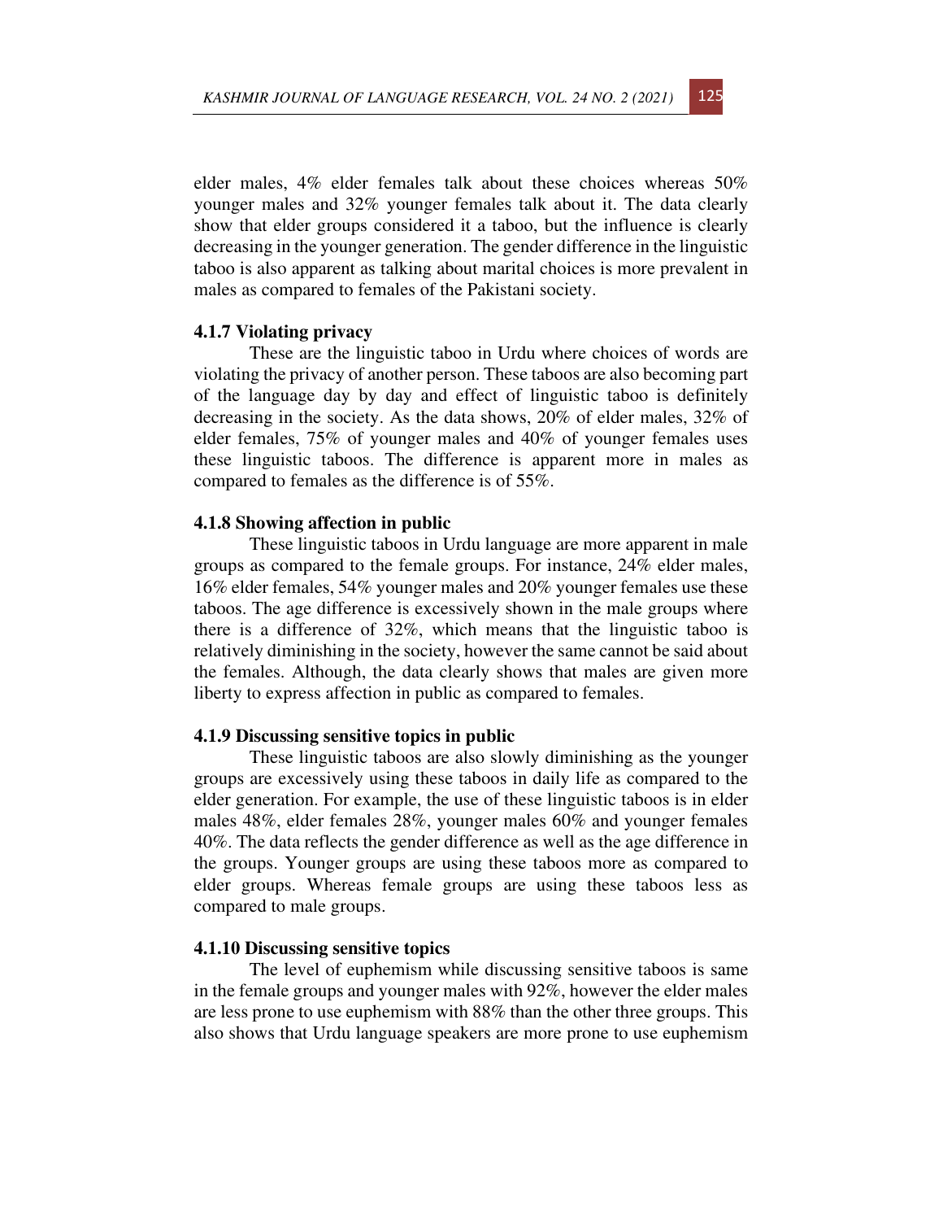elder males, 4% elder females talk about these choices whereas 50% younger males and 32% younger females talk about it. The data clearly show that elder groups considered it a taboo, but the influence is clearly decreasing in the younger generation. The gender difference in the linguistic taboo is also apparent as talking about marital choices is more prevalent in males as compared to females of the Pakistani society.

#### 4.1.7 Violating privacy

These are the linguistic taboo in Urdu where choices of words are violating the privacy of another person. These taboos are also becoming part of the language day by day and effect of linguistic taboo is definitely decreasing in the society. As the data shows, 20% of elder males, 32% of elder females, 75% of younger males and 40% of younger females uses these linguistic taboos. The difference is apparent more in males as compared to females as the difference is of 55%.

#### 4.1.8 Showing affection in public

These linguistic taboos in Urdu language are more apparent in male groups as compared to the female groups. For instance, 24% elder males, 16% elder females, 54% younger males and 20% younger females use these taboos. The age difference is excessively shown in the male groups where there is a difference of 32%, which means that the linguistic taboo is relatively diminishing in the society, however the same cannot be said about the females. Although, the data clearly shows that males are given more liberty to express affection in public as compared to females.

#### 4.1.9 Discussing sensitive topics in public

These linguistic taboos are also slowly diminishing as the younger groups are excessively using these taboos in daily life as compared to the elder generation. For example, the use of these linguistic taboos is in elder males 48%, elder females 28%, younger males 60% and younger females 40%. The data reflects the gender difference as well as the age difference in the groups. Younger groups are using these taboos more as compared to elder groups. Whereas female groups are using these taboos less as compared to male groups.

#### 4.1.10 Discussing sensitive topics

The level of euphemism while discussing sensitive taboos is same in the female groups and younger males with 92%, however the elder males are less prone to use euphemism with 88% than the other three groups. This also shows that Urdu language speakers are more prone to use euphemism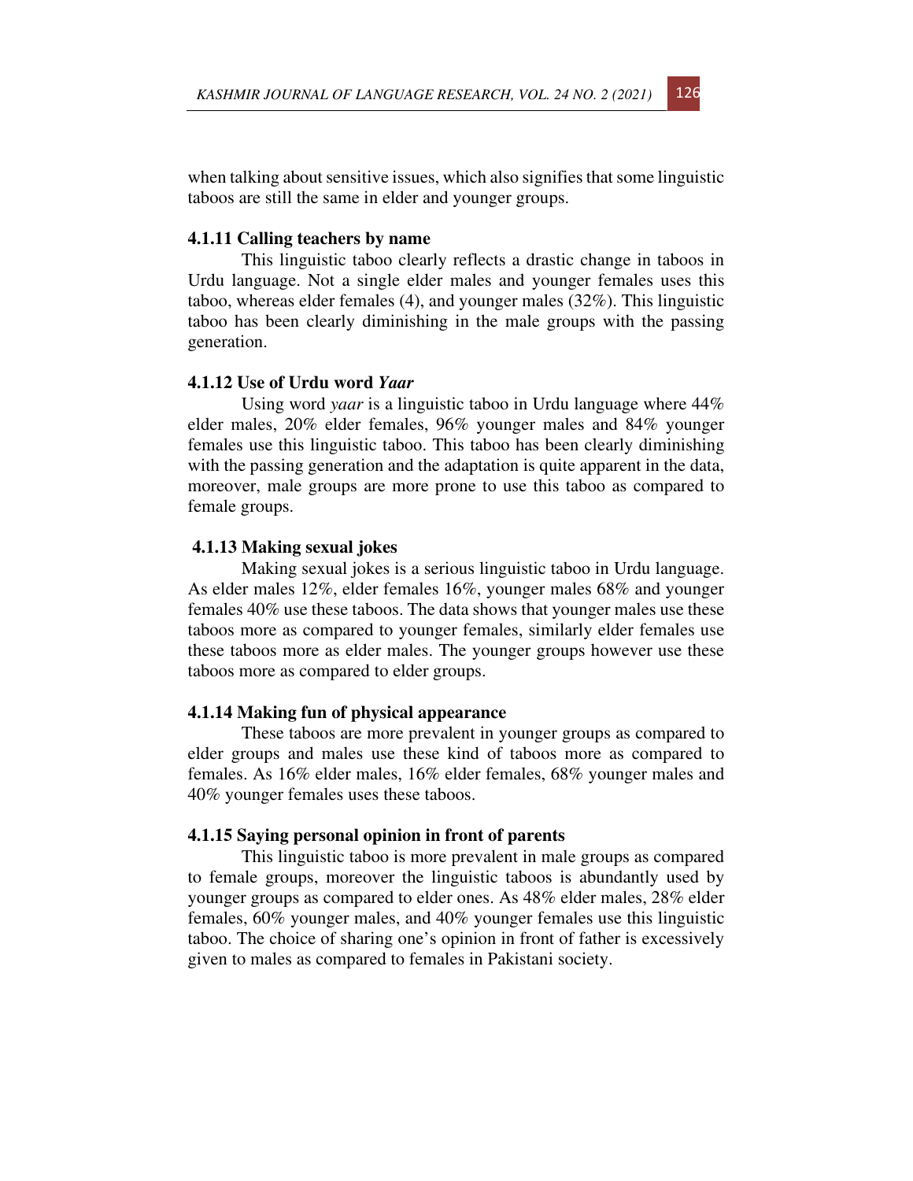when talking about sensitive issues, which also signifies that some linguistic taboos are still the same in elder and younger groups.

#### 4.1.11 Calling teachers by name

This linguistic taboo clearly reflects a drastic change in taboos in Urdu language. Not a single elder males and younger females uses this taboo, whereas elder females (4), and younger males (32%). This linguistic taboo has been clearly diminishing in the male groups with the passing generation.

#### 4.1.12 Use of Urdu word *Yaar*

Using word *yaar* is a linguistic taboo in Urdu language where 44% elder males, 20% elder females, 96% younger males and 84% younger females use this linguistic taboo. This taboo has been clearly diminishing with the passing generation and the adaptation is quite apparent in the data, moreover, male groups are more prone to use this taboo as compared to female groups.

#### 4.1.13 Making sexual jokes

Making sexual jokes is a serious linguistic taboo in Urdu language. As elder males 12%, elder females 16%, younger males 68% and younger females 40% use these taboos. The data shows that younger males use these taboos more as compared to younger females, similarly elder females use these taboos more as elder males. The younger groups however use these taboos more as compared to elder groups.

#### 4.1.14 Making fun of physical appearance

These taboos are more prevalent in younger groups as compared to elder groups and males use these kind of taboos more as compared to females. As 16% elder males, 16% elder females, 68% younger males and 40% younger females uses these taboos.

#### 4.1.15 Saying personal opinion in front of parents

This linguistic taboo is more prevalent in male groups as compared to female groups, moreover the linguistic taboos is abundantly used by younger groups as compared to elder ones. As 48% elder males, 28% elder females, 60% younger males, and 40% younger females use this linguistic taboo. The choice of sharing one's opinion in front of father is excessively given to males as compared to females in Pakistani society.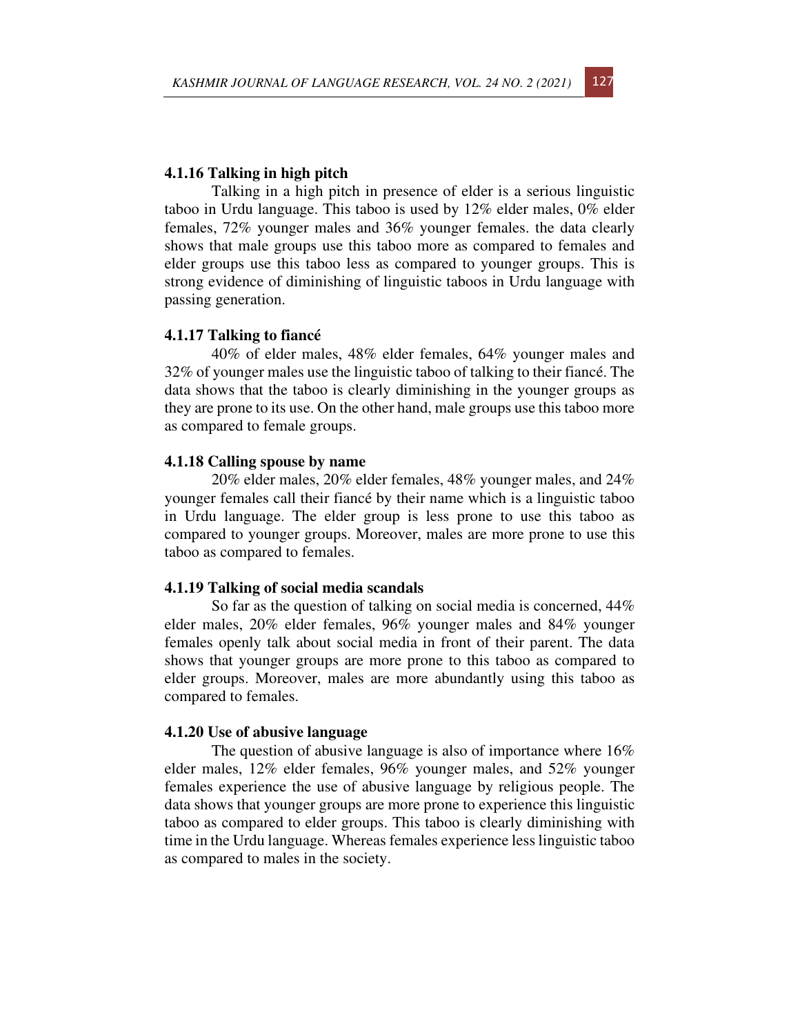#### 4.1.16 Talking in high pitch

Talking in a high pitch in presence of elder is a serious linguistic taboo in Urdu language. This taboo is used by 12% elder males, 0% elder females, 72% younger males and 36% younger females. the data clearly shows that male groups use this taboo more as compared to females and elder groups use this taboo less as compared to younger groups. This is strong evidence of diminishing of linguistic taboos in Urdu language with passing generation.

#### 4.1.17 Talking to fiancé

40% of elder males, 48% elder females, 64% younger males and 32% of younger males use the linguistic taboo of talking to their fiancé. The data shows that the taboo is clearly diminishing in the younger groups as they are prone to its use. On the other hand, male groups use this taboo more as compared to female groups.

#### 4.1.18 Calling spouse by name

20% elder males, 20% elder females, 48% younger males, and 24% younger females call their fiancé by their name which is a linguistic taboo in Urdu language. The elder group is less prone to use this taboo as compared to younger groups. Moreover, males are more prone to use this taboo as compared to females.

#### 4.1.19 Talking of social media scandals

So far as the question of talking on social media is concerned, 44% elder males, 20% elder females, 96% younger males and 84% younger females openly talk about social media in front of their parent. The data shows that younger groups are more prone to this taboo as compared to elder groups. Moreover, males are more abundantly using this taboo as compared to females.

#### 4.1.20 Use of abusive language

The question of abusive language is also of importance where 16% elder males, 12% elder females, 96% younger males, and 52% younger females experience the use of abusive language by religious people. The data shows that younger groups are more prone to experience this linguistic taboo as compared to elder groups. This taboo is clearly diminishing with time in the Urdu language. Whereas females experience less linguistic taboo as compared to males in the society.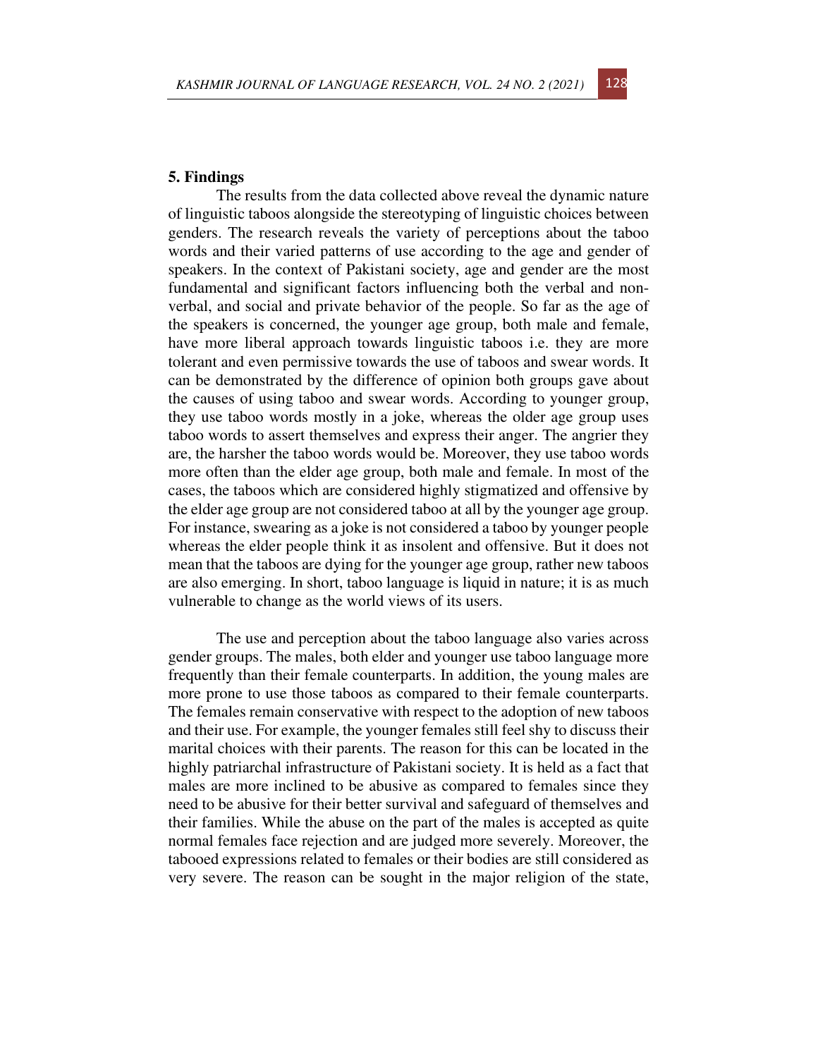## 5. Findings

The results from the data collected above reveal the dynamic nature of linguistic taboos alongside the stereotyping of linguistic choices between genders. The research reveals the variety of perceptions about the taboo words and their varied patterns of use according to the age and gender of speakers. In the context of Pakistani society, age and gender are the most fundamental and significant factors influencing both the verbal and non-verbal, and social and private behavior of the people. So far as the age of the speakers is concerned, the younger age group, both male and female, have more liberal approach towards linguistic taboos i.e. they are more tolerant and even permissive towards the use of taboos and swear words. It can be demonstrated by the difference of opinion both groups gave about the causes of using taboo and swear words. According to younger group, they use taboo words mostly in a joke, whereas the older age group uses taboo words to assert themselves and express their anger. The angrier they are, the harsher the taboo words would be. Moreover, they use taboo words more often than the elder age group, both male and female. In most of the cases, the taboos which are considered highly stigmatized and offensive by the elder age group are not considered taboo at all by the younger age group. For instance, swearing as a joke is not considered a taboo by younger people whereas the elder people think it as insolent and offensive. But it does not mean that the taboos are dying for the younger age group, rather new taboos are also emerging. In short, taboo language is liquid in nature; it is as much vulnerable to change as the world views of its users.

The use and perception about the taboo language also varies across gender groups. The males, both elder and younger use taboo language more frequently than their female counterparts. In addition, the young males are more prone to use those taboos as compared to their female counterparts. The females remain conservative with respect to the adoption of new taboos and their use. For example, the younger females still feel shy to discuss their marital choices with their parents. The reason for this can be located in the highly patriarchal infrastructure of Pakistani society. It is held as a fact that males are more inclined to be abusive as compared to females since they need to be abusive for their better survival and safeguard of themselves and their families. While the abuse on the part of the males is accepted as quite normal females face rejection and are judged more severely. Moreover, the tabooed expressions related to females or their bodies are still considered as very severe. The reason can be sought in the major religion of the state,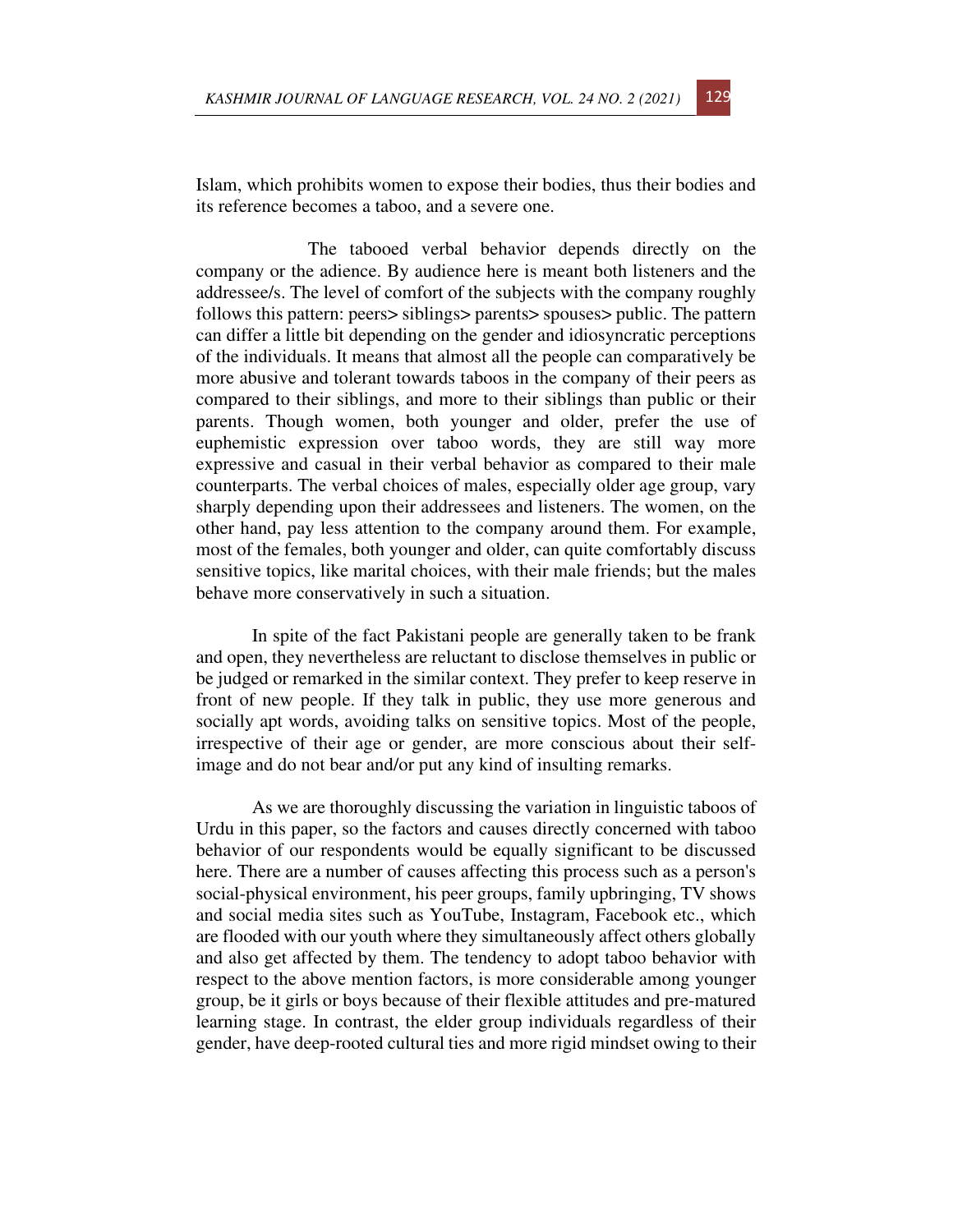Islam, which prohibits women to expose their bodies, thus their bodies and its reference becomes a taboo, and a severe one.

The tabooed verbal behavior depends directly on the company or the adience. By audience here is meant both listeners and the addressee/s. The level of comfort of the subjects with the company roughly follows this pattern: peers> siblings> parents> spouses> public. The pattern can differ a little bit depending on the gender and idiosyncratic perceptions of the individuals. It means that almost all the people can comparatively be more abusive and tolerant towards taboos in the company of their peers as compared to their siblings, and more to their siblings than public or their parents. Though women, both younger and older, prefer the use of euphemistic expression over taboo words, they are still way more expressive and casual in their verbal behavior as compared to their male counterparts. The verbal choices of males, especially older age group, vary sharply depending upon their addressees and listeners. The women, on the other hand, pay less attention to the company around them. For example, most of the females, both younger and older, can quite comfortably discuss sensitive topics, like marital choices, with their male friends; but the males behave more conservatively in such a situation.

In spite of the fact Pakistani people are generally taken to be frank and open, they nevertheless are reluctant to disclose themselves in public or be judged or remarked in the similar context. They prefer to keep reserve in front of new people. If they talk in public, they use more generous and socially apt words, avoiding talks on sensitive topics. Most of the people, irrespective of their age or gender, are more conscious about their self-image and do not bear and/or put any kind of insulting remarks.

As we are thoroughly discussing the variation in linguistic taboos of Urdu in this paper, so the factors and causes directly concerned with taboo behavior of our respondents would be equally significant to be discussed here. There are a number of causes affecting this process such as a person's social-physical environment, his peer groups, family upbringing, TV shows and social media sites such as YouTube, Instagram, Facebook etc., which are flooded with our youth where they simultaneously affect others globally and also get affected by them. The tendency to adopt taboo behavior with respect to the above mention factors, is more considerable among younger group, be it girls or boys because of their flexible attitudes and pre-matured learning stage. In contrast, the elder group individuals regardless of their gender, have deep-rooted cultural ties and more rigid mindset owing to their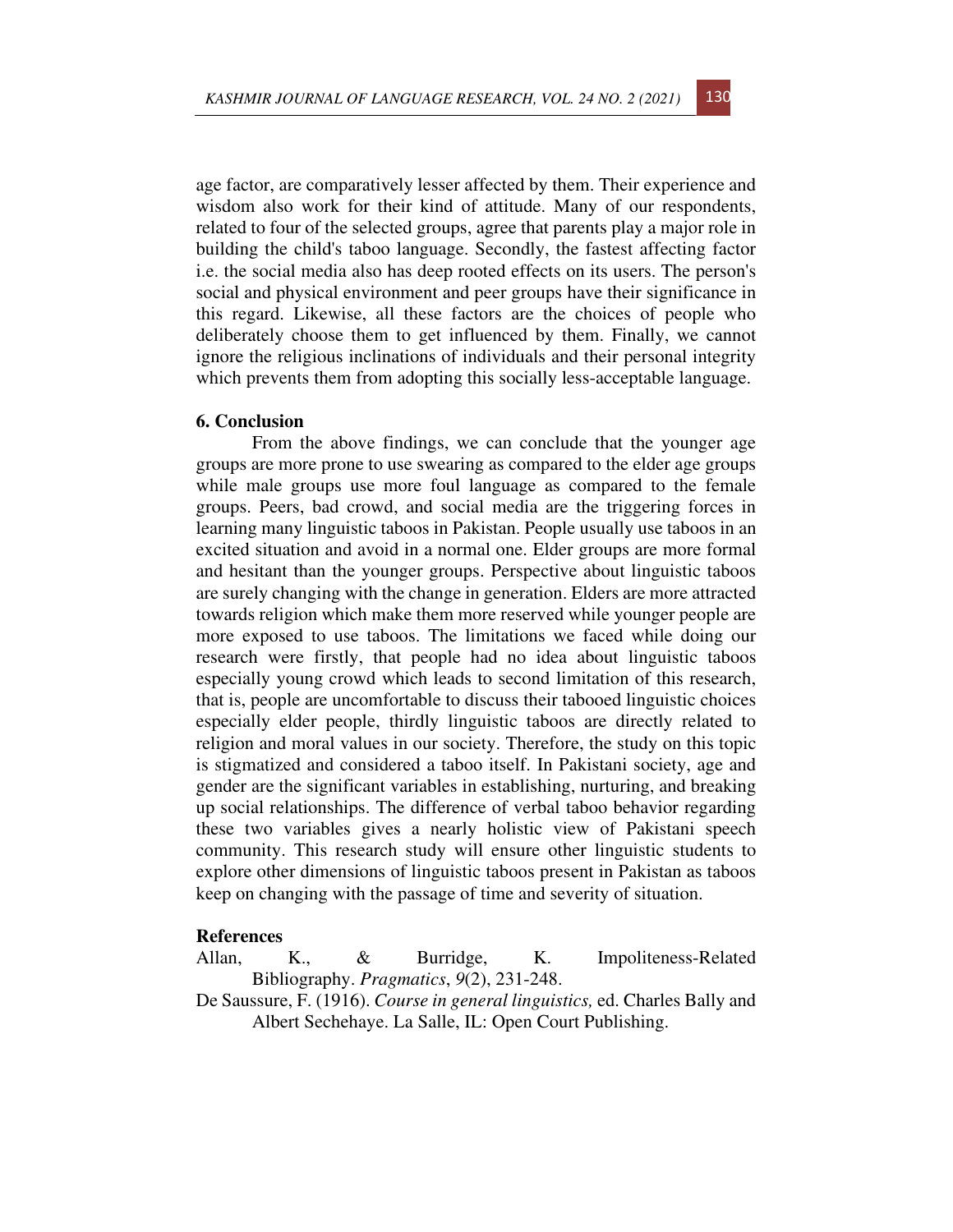age factor, are comparatively lesser affected by them. Their experience and wisdom also work for their kind of attitude. Many of our respondents, related to four of the selected groups, agree that parents play a major role in building the child's taboo language. Secondly, the fastest affecting factor i.e. the social media also has deep rooted effects on its users. The person's social and physical environment and peer groups have their significance in this regard. Likewise, all these factors are the choices of people who deliberately choose them to get influenced by them. Finally, we cannot ignore the religious inclinations of individuals and their personal integrity which prevents them from adopting this socially less-acceptable language.

## 6. Conclusion

From the above findings, we can conclude that the younger age groups are more prone to use swearing as compared to the elder age groups while male groups use more foul language as compared to the female groups. Peers, bad crowd, and social media are the triggering forces in learning many linguistic taboos in Pakistan. People usually use taboos in an excited situation and avoid in a normal one. Elder groups are more formal and hesitant than the younger groups. Perspective about linguistic taboos are surely changing with the change in generation. Elders are more attracted towards religion which make them more reserved while younger people are more exposed to use taboos. The limitations we faced while doing our research were firstly, that people had no idea about linguistic taboos especially young crowd which leads to second limitation of this research, that is, people are uncomfortable to discuss their tabooed linguistic choices especially elder people, thirdly linguistic taboos are directly related to religion and moral values in our society. Therefore, the study on this topic is stigmatized and considered a taboo itself. In Pakistani society, age and gender are the significant variables in establishing, nurturing, and breaking up social relationships. The difference of verbal taboo behavior regarding these two variables gives a nearly holistic view of Pakistani speech community. This research study will ensure other linguistic students to explore other dimensions of linguistic taboos present in Pakistan as taboos keep on changing with the passage of time and severity of situation.

## References

Allan, K., & Burridge, K. Impoliteness-Related Bibliography. *Pragmatics*, *9*(2), 231-248.

De Saussure, F. (1916). *Course in general linguistics,* ed. Charles Bally and Albert Sechehaye. La Salle, IL: Open Court Publishing.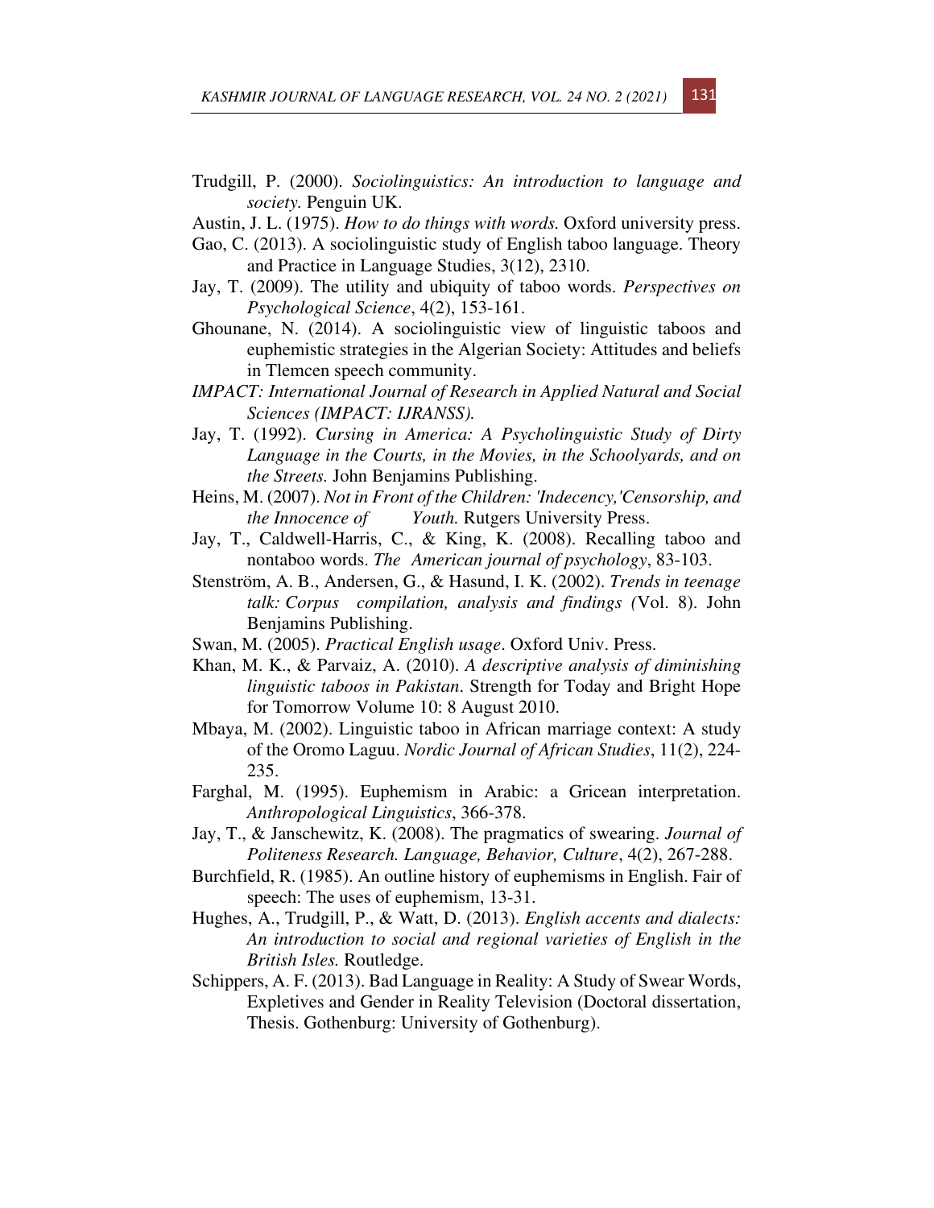Trudgill, P. (2000). *Sociolinguistics: An introduction to language and society.* Penguin UK.

Austin, J. L. (1975). *How to do things with words.* Oxford university press.

Gao, C. (2013). A sociolinguistic study of English taboo language. Theory and Practice in Language Studies, 3(12), 2310.

Jay, T. (2009). The utility and ubiquity of taboo words. *Perspectives on Psychological Science*, 4(2), 153-161.

Ghounane, N. (2014). A sociolinguistic view of linguistic taboos and euphemistic strategies in the Algerian Society: Attitudes and beliefs in Tlemcen speech community.

*IMPACT: International Journal of Research in Applied Natural and Social Sciences (IMPACT: IJRANSS).*

Jay, T. (1992). *Cursing in America: A Psycholinguistic Study of Dirty Language in the Courts, in the Movies, in the Schoolyards, and on the Streets.* John Benjamins Publishing.

Heins, M. (2007). *Not in Front of the Children: 'Indecency,'Censorship, and the Innocence of Youth.* Rutgers University Press.

Jay, T., Caldwell-Harris, C., & King, K. (2008). Recalling taboo and nontaboo words. *The American journal of psychology*, 83-103.

Stenström, A. B., Andersen, G., & Hasund, I. K. (2002). *Trends in teenage talk: Corpus compilation, analysis and findings (*Vol. 8). John Benjamins Publishing.

Swan, M. (2005). *Practical English usage*. Oxford Univ. Press.

Khan, M. K., & Parvaiz, A. (2010). *A descriptive analysis of diminishing linguistic taboos in Pakistan*. Strength for Today and Bright Hope for Tomorrow Volume 10: 8 August 2010.

Mbaya, M. (2002). Linguistic taboo in African marriage context: A study of the Oromo Laguu. *Nordic Journal of African Studies*, 11(2), 224-235.

Farghal, M. (1995). Euphemism in Arabic: a Gricean interpretation. *Anthropological Linguistics*, 366-378.

Jay, T., & Janschewitz, K. (2008). The pragmatics of swearing. *Journal of Politeness Research. Language, Behavior, Culture*, 4(2), 267-288.

Burchfield, R. (1985). An outline history of euphemisms in English. Fair of speech: The uses of euphemism, 13-31.

Hughes, A., Trudgill, P., & Watt, D. (2013). *English accents and dialects: An introduction to social and regional varieties of English in the British Isles.* Routledge.

Schippers, A. F. (2013). Bad Language in Reality: A Study of Swear Words, Expletives and Gender in Reality Television (Doctoral dissertation, Thesis. Gothenburg: University of Gothenburg).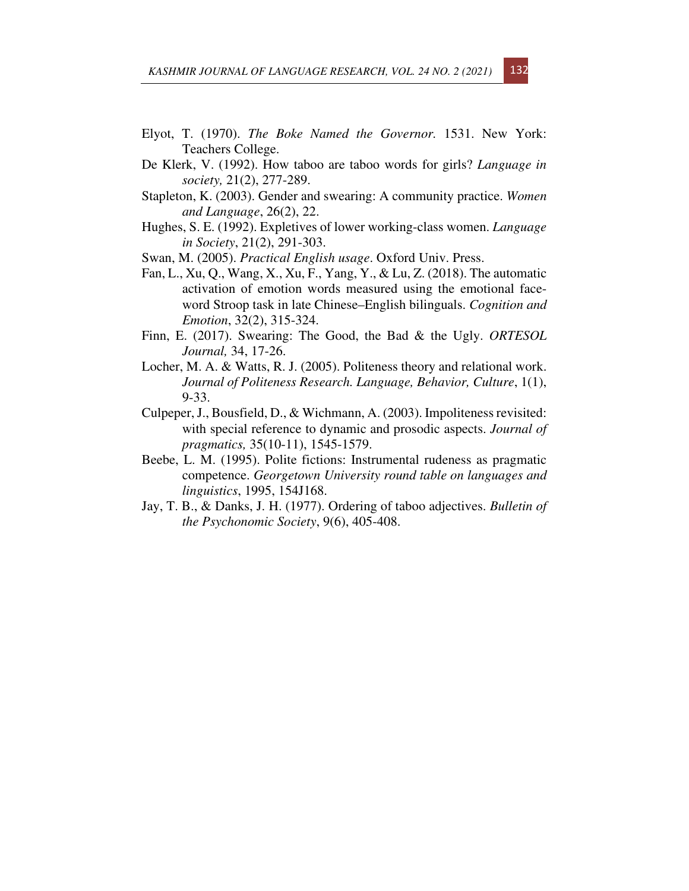Elyot, T. (1970). *The Boke Named the Governor.* 1531. New York: Teachers College.

De Klerk, V. (1992). How taboo are taboo words for girls? *Language in society,* 21(2), 277-289.

Stapleton, K. (2003). Gender and swearing: A community practice. *Women and Language*, 26(2), 22.

Hughes, S. E. (1992). Expletives of lower working-class women. *Language in Society*, 21(2), 291-303.

Swan, M. (2005). *Practical English usage*. Oxford Univ. Press.

Fan, L., Xu, Q., Wang, X., Xu, F., Yang, Y., & Lu, Z. (2018). The automatic activation of emotion words measured using the emotional face-word Stroop task in late Chinese–English bilinguals. *Cognition and Emotion*, 32(2), 315-324.

Finn, E. (2017). Swearing: The Good, the Bad & the Ugly. *ORTESOL Journal,* 34, 17-26.

Locher, M. A. & Watts, R. J. (2005). Politeness theory and relational work. *Journal of Politeness Research. Language, Behavior, Culture*, 1(1), 9-33.

Culpeper, J., Bousfield, D., & Wichmann, A. (2003). Impoliteness revisited: with special reference to dynamic and prosodic aspects. *Journal of pragmatics,* 35(10-11), 1545-1579.

Beebe, L. M. (1995). Polite fictions: Instrumental rudeness as pragmatic competence. *Georgetown University round table on languages and linguistics*, 1995, 154J168.

Jay, T. B., & Danks, J. H. (1977). Ordering of taboo adjectives. *Bulletin of the Psychonomic Society*, 9(6), 405-408.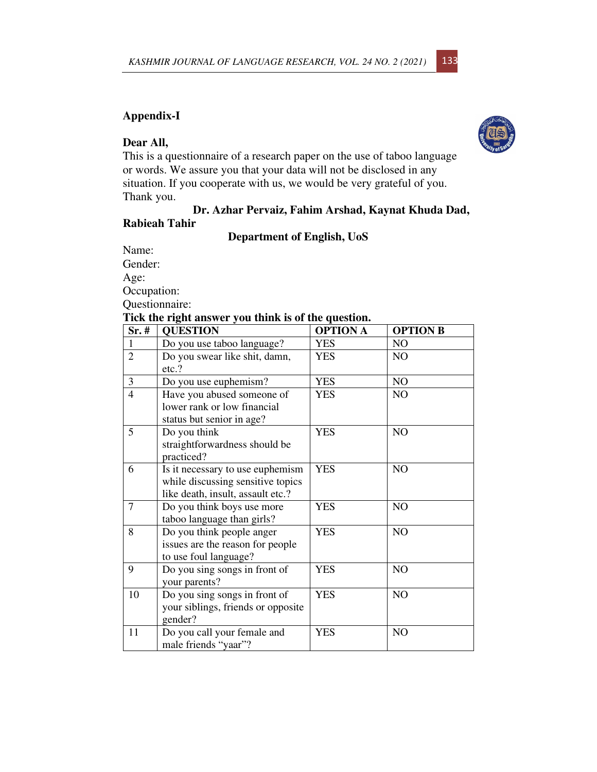## Appendix-I

**Dear All,**

This is a questionnaire of a research paper on the use of taboo language or words. We assure you that your data will not be disclosed in any situation. If you cooperate with us, we would be very grateful of you. Thank you.

**Dr. Azhar Pervaiz, Fahim Arshad, Kaynat Khuda Dad, Rabieah Tahir**

**Department of English, UoS**

Name:
Gender:
Age:
Occupation:
Questionnaire:

**Tick the right answer you think is of the question.**

| Sr. # | QUESTION | OPTION A | OPTION B |
|---|---|---|---|
| 1 | Do you use taboo language? | YES | NO |
| 2 | Do you swear like shit, damn, etc.? | YES | NO |
| 3 | Do you use euphemism? | YES | NO |
| 4 | Have you abused someone of lower rank or low financial status but senior in age? | YES | NO |
| 5 | Do you think straightforwardness should be practiced? | YES | NO |
| 6 | Is it necessary to use euphemism while discussing sensitive topics like death, insult, assault etc.? | YES | NO |
| 7 | Do you think boys use more taboo language than girls? | YES | NO |
| 8 | Do you think people anger issues are the reason for people to use foul language? | YES | NO |
| 9 | Do you sing songs in front of your parents? | YES | NO |
| 10 | Do you sing songs in front of your siblings, friends or opposite gender? | YES | NO |
| 11 | Do you call your female and male friends "yaar"? | YES | NO |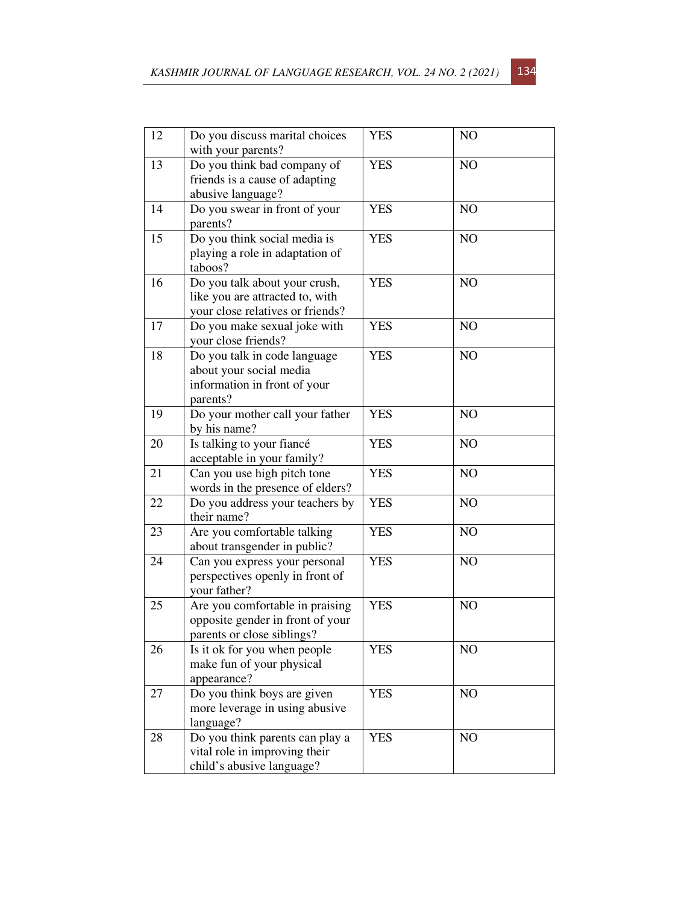| | | | |
|---|---|---|---|
| 12 | Do you discuss marital choices with your parents? | YES | NO |
| 13 | Do you think bad company of friends is a cause of adapting abusive language? | YES | NO |
| 14 | Do you swear in front of your parents? | YES | NO |
| 15 | Do you think social media is playing a role in adaptation of taboos? | YES | NO |
| 16 | Do you talk about your crush, like you are attracted to, with your close relatives or friends? | YES | NO |
| 17 | Do you make sexual joke with your close friends? | YES | NO |
| 18 | Do you talk in code language about your social media information in front of your parents? | YES | NO |
| 19 | Do your mother call your father by his name? | YES | NO |
| 20 | Is talking to your fiancé acceptable in your family? | YES | NO |
| 21 | Can you use high pitch tone words in the presence of elders? | YES | NO |
| 22 | Do you address your teachers by their name? | YES | NO |
| 23 | Are you comfortable talking about transgender in public? | YES | NO |
| 24 | Can you express your personal perspectives openly in front of your father? | YES | NO |
| 25 | Are you comfortable in praising opposite gender in front of your parents or close siblings? | YES | NO |
| 26 | Is it ok for you when people make fun of your physical appearance? | YES | NO |
| 27 | Do you think boys are given more leverage in using abusive language? | YES | NO |
| 28 | Do you think parents can play a vital role in improving their child's abusive language? | YES | NO |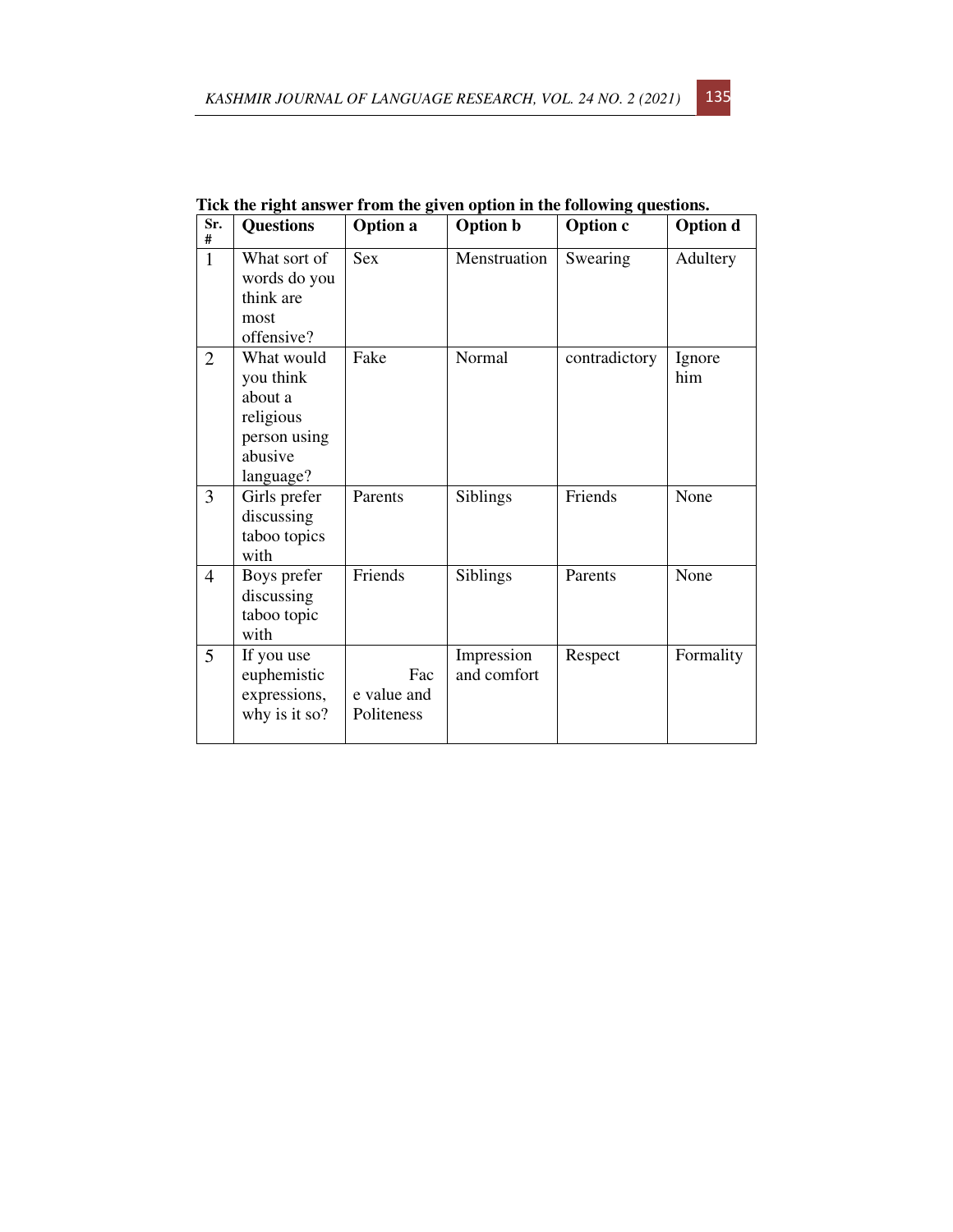**Tick the right answer from the given option in the following questions.**

| Sr. # | Questions | Option a | Option b | Option c | Option d |
|---|---|---|---|---|---|
| 1 | What sort of words do you think are most offensive? | Sex | Menstruation | Swearing | Adultery |
| 2 | What would you think about a religious person using abusive language? | Fake | Normal | contradictory | Ignore him |
| 3 | Girls prefer discussing taboo topics with | Parents | Siblings | Friends | None |
| 4 | Boys prefer discussing taboo topic with | Friends | Siblings | Parents | None |
| 5 | If you use euphemistic expressions, why is it so? | Face value and Politeness | Impression and comfort | Respect | Formality |